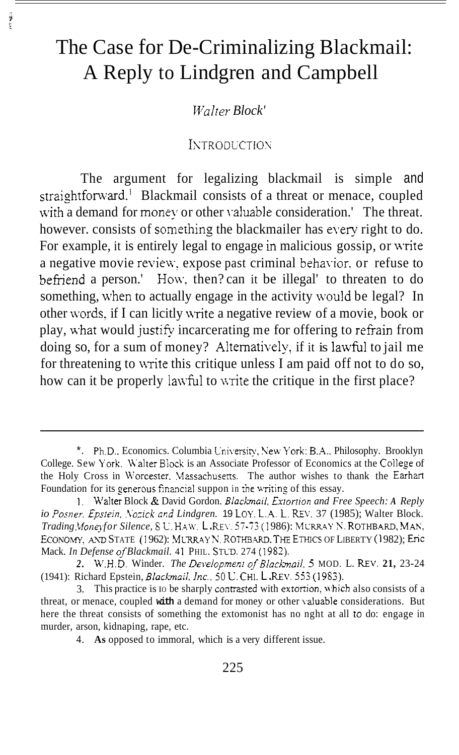# The Case for De-Criminalizing Blackmail: A Reply to Lindgren and Campbell

*Walter Block*[*]

## INTRODUCTION

The argument for legalizing blackmail is simple and straightforward.[1] Blackmail consists of a threat or menace, coupled with a demand for money or other valuable consideration.[2] The threat, however, consists of something the blackmailer has every right to do. For example, it is entirely legal to engage in malicious gossip, or write a negative movie review, expose past criminal behavior, or refuse to befriend a person.[3] How, then, can it be illegal[4] to threaten to do something, when to actually engage in the activity would be legal? In other words, if I can licitly write a negative review of a movie, book or play, what would justify incarcerating me for offering to refrain from doing so, for a sum of money? Alternatively, if it is lawful to jail me for threatening to write this critique unless I am paid off not to do so, how can it be properly lawful to write the critique in the first place?

---

\*. Ph.D., Economics, Columbia University, New York; B.A., Philosophy, Brooklyn College, New York. Walter Block is an Associate Professor of Economics at the College of the Holy Cross in Worcester, Massachusetts. The author wishes to thank the Earhart Foundation for its generous financial support in the writing of this essay.

1. Walter Block & David Gordon, *Blackmail, Extortion and Free Speech: A Reply to Posner, Epstein, Nozick and Lindgren*, 19 LOY. L.A. L. REV. 37 (1985); Walter Block, *Trading Money for Silence*, 8 U. HAW. L. REV. 57-73 (1986); MURRAY N. ROTHBARD, MAN, ECONOMY, AND STATE (1962); MURRAY N. ROTHBARD, THE ETHICS OF LIBERTY (1982); Eric Mack, *In Defense of Blackmail*, 41 PHIL. STUD. 274 (1982).

2. W.H.D. Winder, *The Development of Blackmail*, 5 MOD. L. REV. 21, 23-24 (1941); Richard Epstein, *Blackmail, Inc.*, 50 U. CHI. L. REV. 553 (1983).

3. This practice is to be sharply contrasted with extortion, which also consists of a threat, or menace, coupled with a demand for money or other valuable considerations. But here the threat consists of something the extortionist has no right at all to do: engage in murder, arson, kidnaping, rape, etc.

4. As opposed to immoral, which is a very different issue.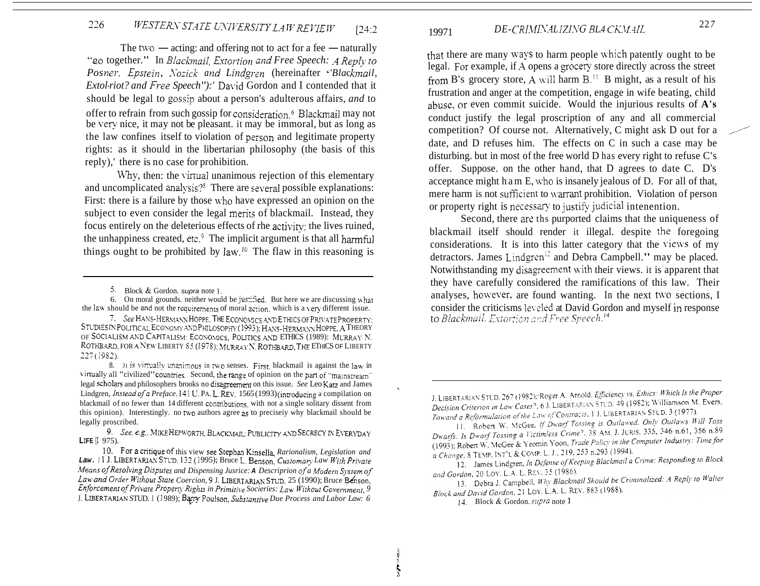The two — acting: and offering not to act for a fee — naturally "go together." In *Blackmail, Extortion and Free Speech: A Reply to Posner, Epstein, Nozick and Lindgren* (hereinafter "*Blackmail, Extol-riot? and Free Speech*"):[5] David Gordon and I contended that it should be legal to gossip about a person's adulterous affairs, *and* to offer to refrain from such gossip for consideration.[6] Blackmail may not be very nice, it may not be pleasant. it may be immoral, but as long as the law confines itself to violation of person and legitimate property rights: as it should in the libertarian philosophy (the basis of this reply),[7] there is no case for prohibition.

Why, then: the virtual unanimous rejection of this elementary and uncomplicated analysis?[8] There are several possible explanations: First: there is a failure by those who have expressed an opinion on the subject to even consider the legal merits of blackmail. Instead, they focus entirely on the deleterious effects of rhe activity: the lives ruined, the unhappiness created, etc.[9] The implicit argument is that all harmful things ought to be prohibited by law.[10] The flaw in this reasoning is that there are many ways to harm people which patently ought to be legal. For example, if A opens a grocery store directly across the street from B's grocery store, A will harm B.[11] B might, as a result of his frustration and anger at the competition, engage in wife beating, child abuse, or even commit suicide. Would the injurious results of **A's** conduct justify the legal proscription of any and all commercial competition? Of course not. Alternatively, C might ask D out for a date, and D refuses him. The effects on C in such a case may be disturbing. but in most of the free world D has every right to refuse C's offer. Suppose. on the other hand, that D agrees to date C. D's acceptance might ham E, who is insanely jealous of D. For all of that, mere harm is not sufficient to warrant prohibition. Violation of person or property right is necessary to justify judicial intenention.

Second, there are ths purported claims that the uniqueness of blackmail itself should render it illegal. despite the foregoing considerations. It is into this latter category that the views of my detractors. James Lindgren[12] and Debra Campbell.[13] may be placed. Notwithstanding my disagreement with their views. it is apparent that they have carefully considered the ramifications of this law. Their analyses, however, are found wanting. In the next two sections, I consider the criticisms leveled at David Gordon and myself in response to *Blackmail, Extortion and Free Speech*.[14]

---

5. Block & Gordon. *supra* note 1.

6. On moral grounds. neither would be justified. But here we are discussing what the law should be and not the requirements of moral action. which is a very different issue.

7. *See* HANS-HERMANN HOPPE. THE ECONOMICS AND ETHICS OF PRIVATE PROPERTY: STUDIES IN POLITICAL ECONOMY AND PHILOSOPHY (1993); HANS-HERMANN HOPPE, A THEORY OF SOCIALISM AND CAPITALISM: ECONOMICS, POLITICS AND ETHICS (1989): MURRAY N. ROTHBARD, FOR A NEW LIBERTY 85 (1978); MURRAY N. ROTHBARD, THE ETHICS OF LIBERTY 227 (1982).

8. It is virtually unanimous in two senses. First, blackmail is against the law in virtually all "civilized" countries. Second, the range of opinion on the part of "mainstream" legal scholars and philosophers brooks no disagreement on this issue. *See* Leo Katz and James Lindgren, *Instead of a Preface*. 141 U. PA. L. REV. 1565 (1993) (introducing a compilation on blackmail of no fewer than 14 different contributions. with not a single solitary dissent from this opinion). Interestingly. no two authors agree as to preciseiy why blackmail should be legally proscribed.

9. *See, e.g.*, MIKE HEPWORTH, BLACKMAIL: PUBLICITY AND SECRECY IN EVERYDAY LIFE (1975).

10. For a critique of this view see Stephan Kinsella, *Rarionalism, Legislation and Law*. 11 J. LIBERTARIAN STUD. 132 (1995); Bruce L. Benson, *Customary Law With Private Means of Resolving Disputes and Dispensing Jusrice: A Descriprion of a Modern System of Law and Order Without State Coercion*, 9 J. LIBERTARIAN STUD. 25 (1990); Bruce Benson, *Enforcement of Private Property Rights in Primitive Socieries: Law Without Government*, 9 J. LIBERTARIAN STUD. 1 (1989); Barry Poulson, *Substantive Due Process and Labor Law: 6 J. LIBERTARIAN STUD. 267 (1982)*; Roger A. Arnold, *Efficiency vs. Ethics: Which Is the Proper Decision Criterion in Law Cases?*, 6 J. LIBERTARIAN STUD. 49 (1982); Williamson M. Evers. *Toward a Reformulation of the Law of Contracts*, 1 J. LIBERTARIAN STUD. 3 (1977).

11. Robert W. McGee. *If Dwarf Tossing is Outlawed, Only Outlaws Will Toss Dwarfs: Is Dwarf Tossing a Victimless Crime?*, 38 AM. J. JURIS. 335, 346 n.61, 356 n.89 (1993); Robert W. McGee & Yeomin Yoon, *Trade Policy in the Computer Industry: Time for a Change*, 8 TEMP. INT'L & COMP. L. J.. 219, 253 n.293 (1994).

12. James Lindgren, *In Defense of Keeping Blackmail a Crime: Responding to Block and Gordon*, 20 LOY. L.A. L. REV. 35 (1986).

13. Debra J. Campbell, *Why Blackmail Should be Criminalized: A Reply to Walter Block and David Gordon*, 21 LOY. L.A. L. REV. 883 (1988).

14. Block & Gordon. *supra* note 1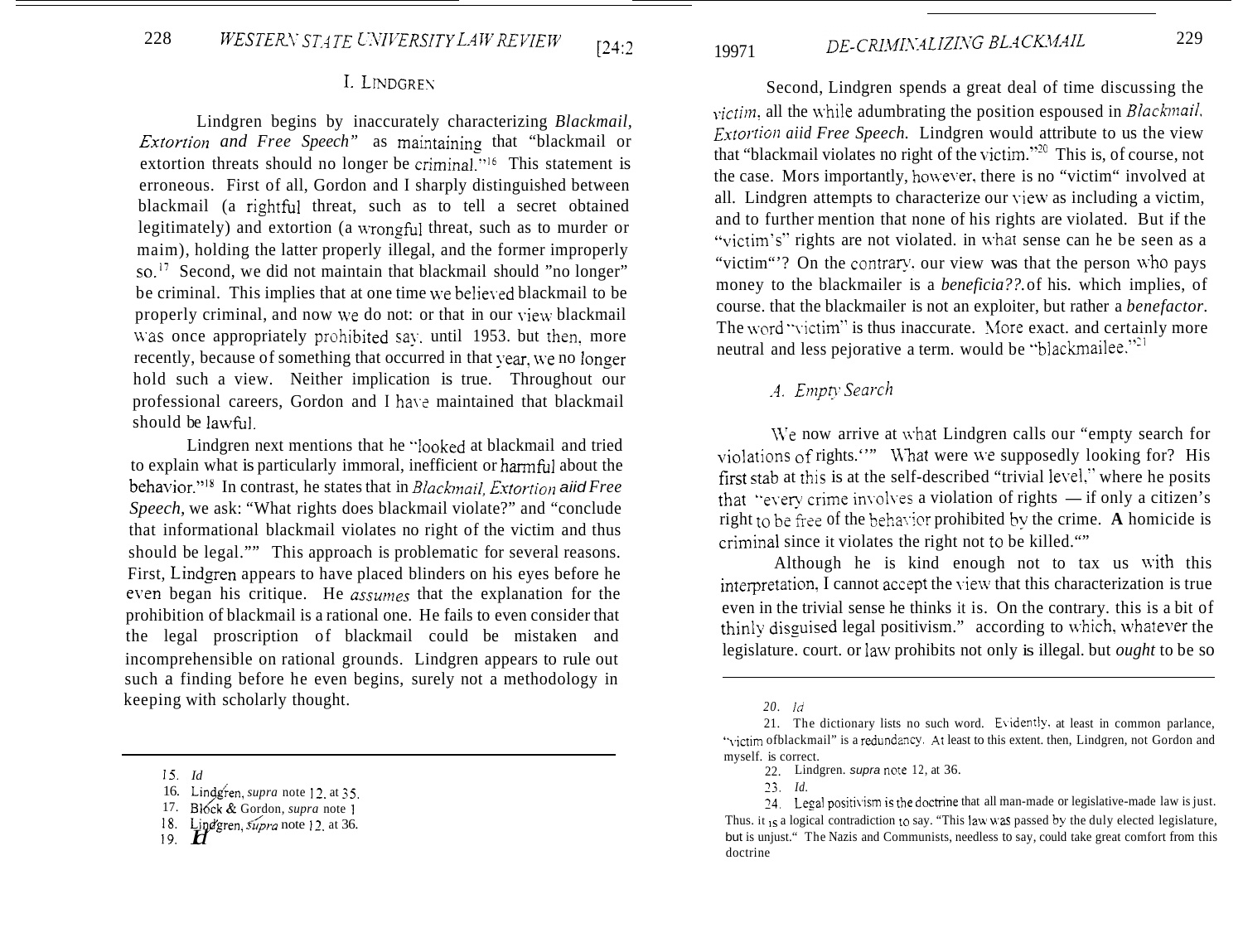## I. LINDGREN

Lindgren begins by inaccurately characterizing *Blackmail, Extortion and Free Speech"* as maintaining that "blackmail or extortion threats should no longer be criminal."[16] This statement is erroneous. First of all, Gordon and I sharply distinguished between blackmail (a rightful threat, such as to tell a secret obtained legitimately) and extortion (a wrongful threat, such as to murder or maim), holding the latter properly illegal, and the former improperly so.[17] Second, we did not maintain that blackmail should "no longer" be criminal. This implies that at one time we believed blackmail to be properly criminal, and now we do not: or that in our view blackmail was once appropriately prohibited say. until 1953. but then, more recently, because of something that occurred in that year, we no longer hold such a view. Neither implication is true. Throughout our professional careers, Gordon and I have maintained that blackmail should be lawful.

Lindgren next mentions that he "looked at blackmail and tried to explain what is particularly immoral, inefficient or harmful about the behavior."[18] In contrast, he states that in *Blackmail, Extortion aiid Free Speech*, we ask: "What rights does blackmail violate?" and "conclude that informational blackmail violates no right of the victim and thus should be legal."" This approach is problematic for several reasons. First, Lindgren appears to have placed blinders on his eyes before he even began his critique. He *assumes* that the explanation for the prohibition of blackmail is a rational one. He fails to even consider that the legal proscription of blackmail could be mistaken and incomprehensible on rational grounds. Lindgren appears to rule out such a finding before he even begins, surely not a methodology in keeping with scholarly thought.

15. *Id*

16. Lindgren, *supra* note 12, at 35.

17. Block & Gordon, *supra* note 1

18. Lindgren, *supra* note 12, at 36.

19. *Id*

Second, Lindgren spends a great deal of time discussing the *victim*, all the while adumbrating the position espoused in *Blackmail, Extortion aiid Free Speech.* Lindgren would attribute to us the view that "blackmail violates no right of the victim."[20] This is, of course, not the case. Mors importantly, however, there is no "victim" involved at all. Lindgren attempts to characterize our view as including a victim, and to further mention that none of his rights are violated. But if the "victim's" rights are not violated. in what sense can he be seen as a "victim"'? On the contrary. our view was that the person who pays money to the blackmailer is a *beneficia??.* of his. which implies, of course. that the blackmailer is not an exploiter, but rather a *benefactor*. The word "victim" is thus inaccurate. More exact. and certainly more neutral and less pejorative a term. would be "blackmailee."[21]

### A. Empty Search

We now arrive at what Lindgren calls our "empty search for violations of rights.'" What were we supposedly looking for? His first stab at this is at the self-described "trivial level," where he posits that "every crime involves a violation of rights — if only a citizen's right to be free of the behavior prohibited by the crime. **A** homicide is criminal since it violates the right not to be killed.""

Although he is kind enough not to tax us with this interpretation, I cannot accept the view that this characterization is true even in the trivial sense he thinks it is. On the contrary. this is a bit of thinly disguised legal positivism." according to which, whatever the legislature. court. or law prohibits not only is illegal. but *ought* to be so

20. *Id*

21. The dictionary lists no such word. Evidently, at least in common parlance, "victim ofblackmail" is a redundancy. At least to this extent. then, Lindgren, not Gordon and myself. is correct.

22. Lindgren. *supra* note 12, at 36.

23. *Id.*

24. Legal positivism is the doctrine that all man-made or legislative-made law is just. Thus. it is a logical contradiction to say. "This law was passed by the duly elected legislature, but is unjust." The Nazis and Communists, needless to say, could take great comfort from this doctrine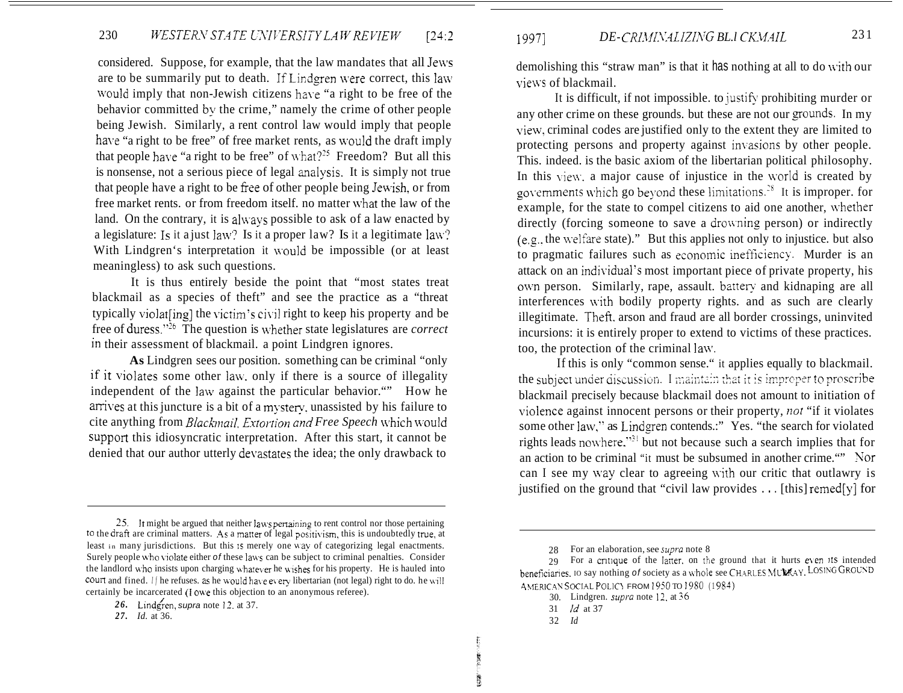considered. Suppose, for example, that the law mandates that all Jews are to be summarily put to death. If Lindgren were correct, this law would imply that non-Jewish citizens have "a right to be free of the behavior committed by the crime," namely the crime of other people being Jewish. Similarly, a rent control law would imply that people have "a right to be free" of free market rents, as would the draft imply that people have "a right to be free" of what?[25] Freedom? But all this is nonsense, not a serious piece of legal analysis. It is simply not true that people have a right to be free of other people being Jewish, or from free market rents. or from freedom itself. no matter what the law of the land. On the contrary, it is always possible to ask of a law enacted by a legislature: Is it a just law? Is it a proper law? Is it a legitimate law? With Lindgren's interpretation it would be impossible (or at least meaningless) to ask such questions.

It is thus entirely beside the point that "most states treat blackmail as a species of theft" and see the practice as a "threat typically violat[ing] the victim's civil right to keep his property and be free of duress."[26] The question is whether state legislatures are *correct* in their assessment of blackmail. a point Lindgren ignores.

**As** Lindgren sees our position. something can be criminal "only if it violates some other law. only if there is a source of illegality independent of the law against the particular behavior."[27] How he arrives at this juncture is a bit of a mystery, unassisted by his failure to cite anything from *Blackmail, Extortion and Free Speech* which would support this idiosyncratic interpretation. After this start, it cannot be denied that our author utterly devastates the idea; the only drawback to demolishing this "straw man" is that it has nothing at all to do with our views of blackmail.

It is difficult, if not impossible. to justify prohibiting murder or any other crime on these grounds. but these are not our grounds. In my view, criminal codes are justified only to the extent they are limited to protecting persons and property against invasions by other people. This. indeed. is the basic axiom of the libertarian political philosophy. In this view. a major cause of injustice in the world is created by governments which go beyond these limitations.[28] It is improper. for example, for the state to compel citizens to aid one another, whether directly (forcing someone to save a drowning person) or indirectly (e.g., the welfare state)."[29] But this applies not only to injustice. but also to pragmatic failures such as economic inefficiency. Murder is an attack on an individual's most important piece of private property, his own person. Similarly, rape, assault. battery and kidnaping are all interferences with bodily property rights. and as such are clearly illegitimate. Theft. arson and fraud are all border crossings, uninvited incursions: it is entirely proper to extend to victims of these practices. too, the protection of the criminal law.

If this is only "common sense." it applies equally to blackmail. the subject under discussion. I maintain that it is improper to proscribe blackmail precisely because blackmail does not amount to initiation of violence against innocent persons or their property, *not* "if it violates some other law," as Lindgren contends.[30] Yes. "the search for violated rights leads nowhere."[31] but not because such a search implies that for an action to be criminal "it must be subsumed in another crime."[32] Nor can I see my way clear to agreeing with our critic that outlawry is justified on the ground that "civil law provides . . . [this] remed[y] for

---

25. It might be argued that neither laws pertaining to rent control nor those pertaining to the draft are criminal matters. As a matter of legal positivism, this is undoubtedly true, at least in many jurisdictions. But this is merely one way of categorizing legal enactments. Surely people who violate either of these laws can be subject to criminal penalties. Consider the landlord who insists upon charging whatever he wishes for his property. He is hauled into court and fined. If he refuses. as he would have every libertarian (not legal) right to do. he will certainly be incarcerated (I owe this objection to an anonymous referee).

26. Lindgren, *supra* note 12. at 37.

27. *Id.* at 36.

28. For an elaboration, see *supra* note 8

29. For a critique of the latter. on the ground that it hurts even its intended beneficiaries. to say nothing of society as a whole see CHARLES MURRAY. LOSING GROUND AMERICAN SOCIAL POLICY FROM 1950 TO 1980 (1984)

30. Lindgren. *supra* note 12, at 36

31. *Id* at 37

32. *Id*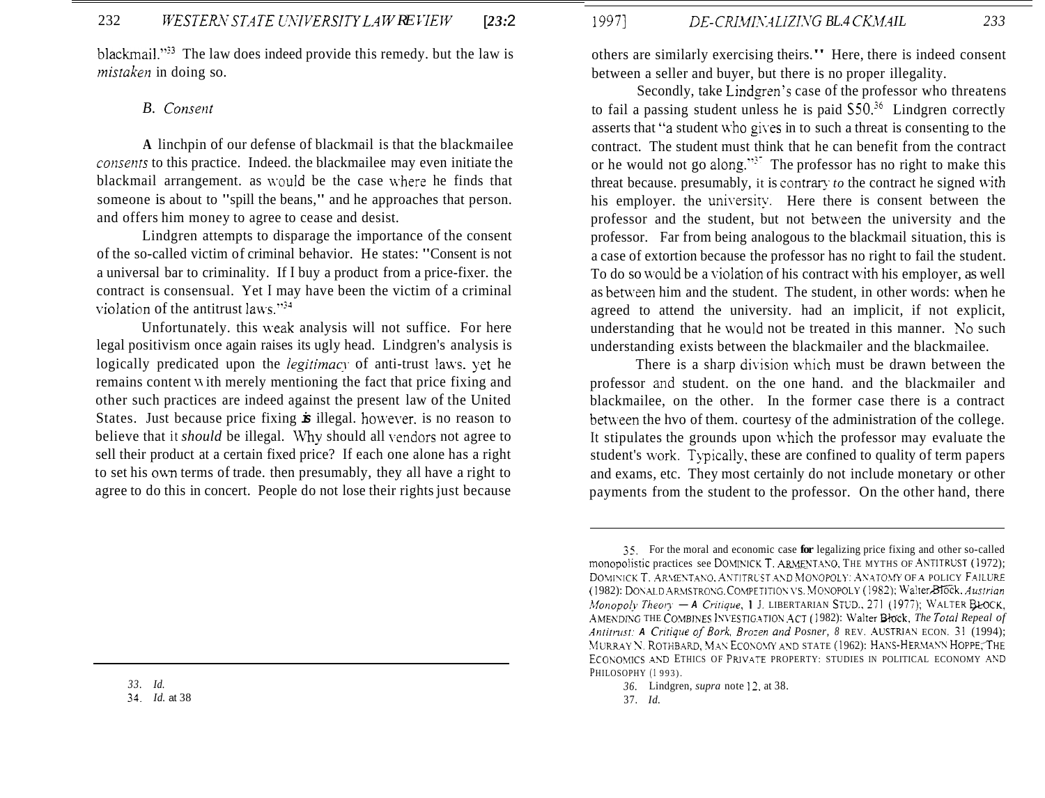blackmail."[33] The law does indeed provide this remedy. but the law is *mistaken* in doing so.

### B. *Consent*

A linchpin of our defense of blackmail is that the blackmailee *consents* to this practice. Indeed. the blackmailee may even initiate the blackmail arrangement. as would be the case where he finds that someone is about to "spill the beans," and he approaches that person. and offers him money to agree to cease and desist.

Lindgren attempts to disparage the importance of the consent of the so-called victim of criminal behavior. He states: "Consent is not a universal bar to criminality. If I buy a product from a price-fixer. the contract is consensual. Yet I may have been the victim of a criminal violation of the antitrust laws."[34]

Unfortunately. this weak analysis will not suffice. For here legal positivism once again raises its ugly head. Lindgren's analysis is logically predicated upon the *legitimacy* of anti-trust laws. yet he remains content with merely mentioning the fact that price fixing and other such practices are indeed against the present law of the United States. Just because price fixing **is** illegal. however. is no reason to believe that it *should* be illegal. Why should all vendors not agree to sell their product at a certain fixed price? If each one alone has a right to set his own terms of trade. then presumably, they all have a right to agree to do this in concert. People do not lose their rights just because others are similarly exercising theirs." Here, there is indeed consent between a seller and buyer, but there is no proper illegality.

Secondly, take Lindgren's case of the professor who threatens to fail a passing student unless he is paid $50.[36] Lindgren correctly asserts that "a student who gives in to such a threat is consenting to the contract. The student must think that he can benefit from the contract or he would not go along."[37] The professor has no right to make this threat because. presumably, it is contrary *to* the contract he signed with his employer. the university. Here there is consent between the professor and the student, but not between the university and the professor. Far from being analogous to the blackmail situation, this is a case of extortion because the professor has no right to fail the student. To do so would be a violation of his contract with his employer, as well as between him and the student. The student, in other words: when he agreed to attend the university. had an implicit, if not explicit, understanding that he would not be treated in this manner. No such understanding exists between the blackmailer and the blackmailee.

There is a sharp division which must be drawn between the professor and student. on the one hand. and the blackmailer and blackmailee, on the other. In the former case there is a contract between the hvo of them. courtesy of the administration of the college. It stipulates the grounds upon which the professor may evaluate the student's work. Typically, these are confined to quality of term papers and exams, etc. They most certainly do not include monetary or other payments from the student to the professor. On the other hand, there

---

33. *Id.*

34. *Id.* at 38

35. For the moral and economic case **for** legalizing price fixing and other so-called monopolistic practices see DOMINICK T. ARMENTANO, THE MYTHS OF ANTITRUST (1972); DOMINICK T. ARMENTANO, ANTITRUST AND MONOPOLY: ANATOMY OF A POLICY FAILURE (1982): DONALD ARMSTRONG, COMPETITION VS. MONOPOLY (1982); Walter Block, *Austrian Monopoly Theory — A Critique*, 1 J. LIBERTARIAN STUD., 271 (1977); WALTER BLOCK, AMENDING THE COMBINES INVESTIGATION ACT (1982): Walter Block, *The Total Repeal of Antitrust: A Critique of Bork, Brozen and Posner, 8* REV. AUSTRIAN ECON. 31 (1994); MURRAY N. ROTHBARD, MAN ECONOMY AND STATE (1962): HANS-HERMANN HOPPE, THE ECONOMICS AND ETHICS OF PRIVATE PROPERTY: STUDIES IN POLITICAL ECONOMY AND PHILOSOPHY (1993).

36. Lindgren, *supra* note 12, at 38.

37. *Id.*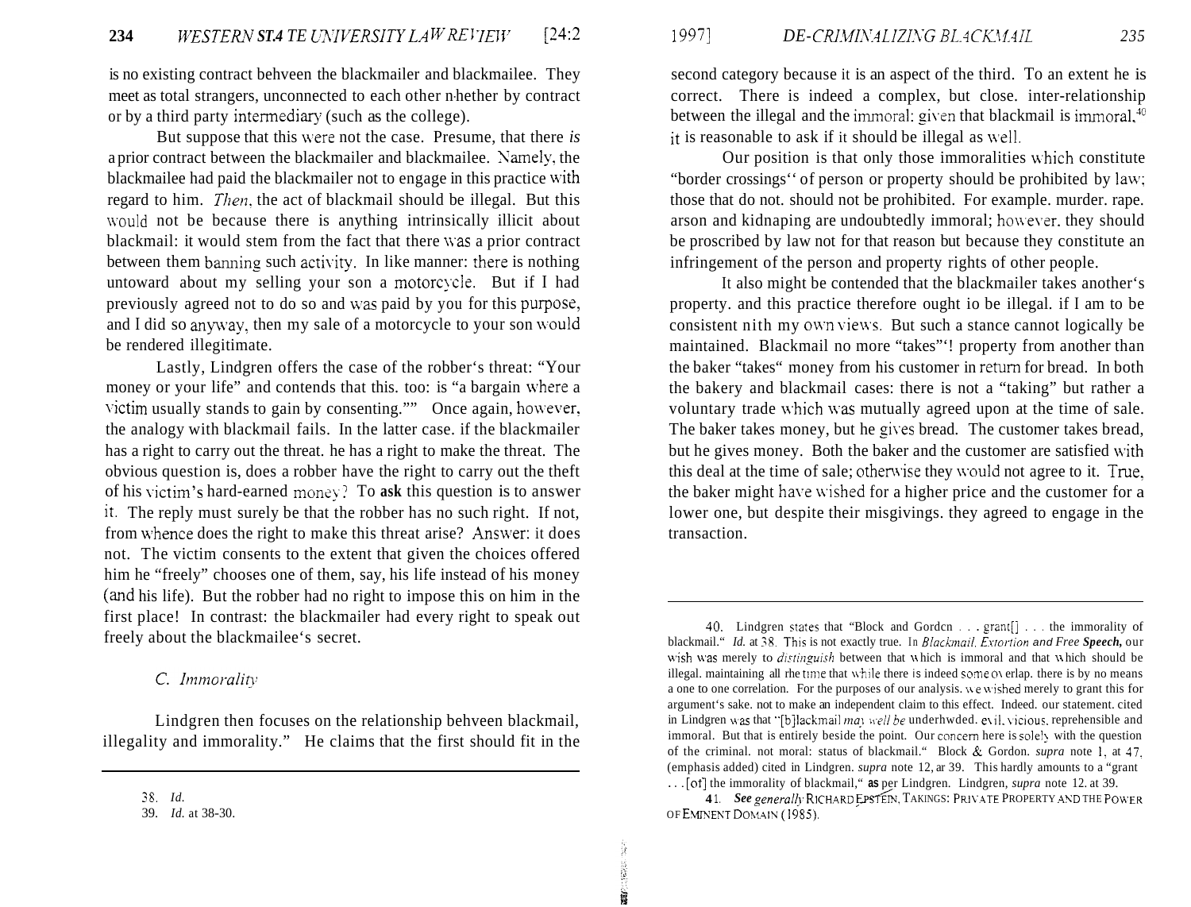is no existing contract between the blackmailer and blackmailee. They meet as total strangers, unconnected to each other whether by contract or by a third party intermediary (such as the college).

But suppose that this were not the case. Presume, that there *is* a prior contract between the blackmailer and blackmailee. Namely, the blackmailee had paid the blackmailer not to engage in this practice with regard to him. *Then*, the act of blackmail should be illegal. But this would not be because there is anything intrinsically illicit about blackmail: it would stem from the fact that there was a prior contract between them banning such activity. In like manner: there is nothing untoward about my selling your son a motorcycle. But if I had previously agreed not to do so and was paid by you for this purpose, and I did so anyway, then my sale of a motorcycle to your son would be rendered illegitimate.

Lastly, Lindgren offers the case of the robber's threat: "Your money or your life" and contends that this, too: is "a bargain where a victim usually stands to gain by consenting."[38] Once again, however, the analogy with blackmail fails. In the latter case, if the blackmailer has a right to carry out the threat, he has a right to make the threat. The obvious question is, does a robber have the right to carry out the theft of his victim's hard-earned money? To **ask** this question is to answer it. The reply must surely be that the robber has no such right. If not, from whence does the right to make this threat arise? Answer: it does not. The victim consents to the extent that given the choices offered him he "freely" chooses one of them, say, his life instead of his money (and his life). But the robber had no right to impose this on him in the first place! In contrast: the blackmailer had every right to speak out freely about the blackmailee's secret.

### C. Immorality

Lindgren then focuses on the relationship between blackmail, illegality and immorality.[39] He claims that the first should fit in the second category because it is an aspect of the third. To an extent he is correct. There is indeed a complex, but close, inter-relationship between the illegal and the immoral: given that blackmail is immoral,[40] it is reasonable to ask if it should be illegal as well.

Our position is that only those immoralities which constitute "border crossings" of person or property should be prohibited by law; those that do not, should not be prohibited. For example, murder, rape, arson and kidnaping are undoubtedly immoral; however, they should be proscribed by law not for that reason but because they constitute an infringement of the person and property rights of other people.

It also might be contended that the blackmailer takes another's property, and this practice therefore ought to be illegal, if I am to be consistent with my own views. But such a stance cannot logically be maintained. Blackmail no more "takes"[41] property from another than the baker "takes" money from his customer in return for bread. In both the bakery and blackmail cases: there is not a "taking" but rather a voluntary trade which was mutually agreed upon at the time of sale. The baker takes money, but he gives bread. The customer takes bread, but he gives money. Both the baker and the customer are satisfied with this deal at the time of sale; otherwise they would not agree to it. True, the baker might have wished for a higher price and the customer for a lower one, but despite their misgivings, they agreed to engage in the transaction.

---

38. *Id.*

39. *Id.* at 38-30.

40. Lindgren states that "Block and Gordon . . . grant[] . . . the immorality of blackmail." *Id.* at 38. This is not exactly true. In *Blackmail, Extortion and Free Speech*, our wish was merely to *distinguish* between that which is immoral and that which should be illegal, maintaining all the time that while there is indeed some overlap, there is by no means a one to one correlation. For the purposes of our analysis, we wished merely to grant this for argument's sake, not to make an independent claim to this effect. Indeed, our statement, cited in Lindgren was that "[b]lackmail *may well be* underhanded, evil, vicious, reprehensible and immoral. But that is entirely beside the point. Our concern here is solely with the question of the criminal, not moral: status of blackmail." Block & Gordon, *supra* note 1, at 47, (emphasis added) cited in Lindgren, *supra* note 12, at 39. This hardly amounts to a "grant . . . [of] the immorality of blackmail," **as** per Lindgren. Lindgren, *supra* note 12, at 39.

41. ***See generally*** RICHARD EPSTEIN, TAKINGS: PRIVATE PROPERTY AND THE POWER OF EMINENT DOMAIN (1985).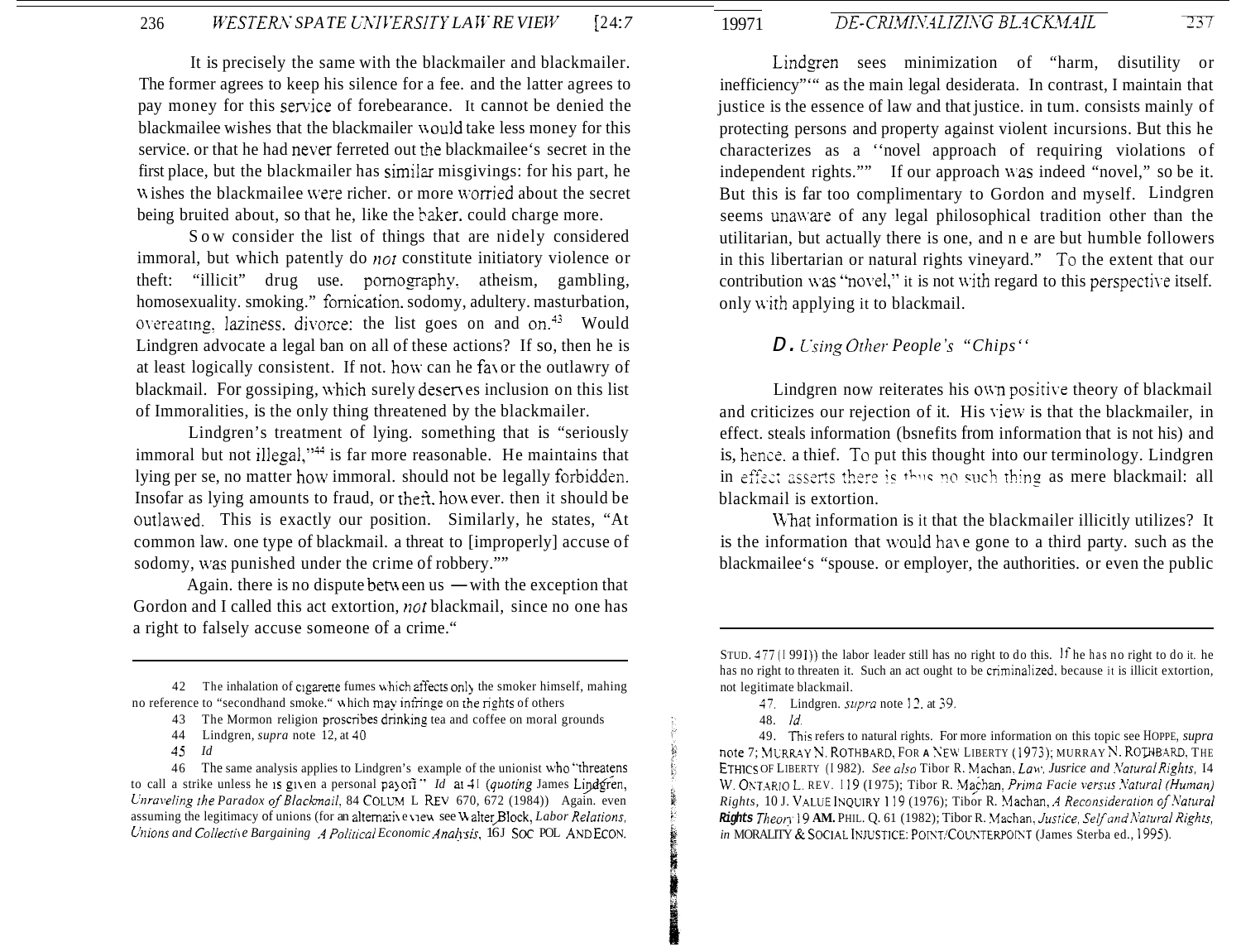It is precisely the same with the blackmailer and blackmailer. The former agrees to keep his silence for a fee. and the latter agrees to pay money for this service of forebearance. It cannot be denied the blackmailee wishes that the blackmailer would take less money for this service. or that he had never ferreted out the blackmailee's secret in the first place, but the blackmailer has similar misgivings: for his part, he wishes the blackmailee were richer. or more worried about the secret being bruited about, so that he, like the baker. could charge more.

Sow consider the list of things that are nidely considered immoral, but which patently do *not* constitute initiatory violence or theft: "illicit" drug use. pornography. atheism, gambling, homosexuality. smoking." fornication. sodomy, adultery. masturbation, overeating, laziness. divorce: the list goes on and on.[43] Would Lindgren advocate a legal ban on all of these actions? If so, then he is at least logically consistent. If not. how can he favor the outlawry of blackmail. For gossiping, which surely deserves inclusion on this list of Immoralities, is the only thing threatened by the blackmailer.

Lindgren's treatment of lying. something that is "seriously immoral but not illegal,"[44] is far more reasonable. He maintains that lying per se, no matter how immoral. should not be legally forbidden. Insofar as lying amounts to fraud, or theft. however. then it should be outlawed. This is exactly our position. Similarly, he states, "At common law. one type of blackmail. a threat to [improperly] accuse of sodomy, was punished under the crime of robbery.""

Again. there is no dispute between us —with the exception that Gordon and I called this act extortion, *not* blackmail, since no one has a right to falsely accuse someone of a crime."

Lindgren sees minimization of "harm, disutility or inefficiency"'" as the main legal desiderata. In contrast, I maintain that justice is the essence of law and that justice. in tum. consists mainly of protecting persons and property against violent incursions. But this he characterizes as a ''novel approach of requiring violations of independent rights."" If our approach was indeed "novel," so be it. But this is far too complimentary to Gordon and myself. Lindgren seems unaware of any legal philosophical tradition other than the utilitarian, but actually there is one, and n e are but humble followers in this libertarian or natural rights vineyard." To the extent that our contribution was "novel," it is not with regard to this perspective itself. only with applying it to blackmail.

### *D. Using Other People's "Chips''*

Lindgren now reiterates his own positive theory of blackmail and criticizes our rejection of it. His view is that the blackmailer, in effect. steals information (bsnefits from information that is not his) and is, hence. a thief. To put this thought into our terminology. Lindgren in effect asserts there is thus no such thing as mere blackmail: all blackmail is extortion.

What information is it that the blackmailer illicitly utilizes? It is the information that would have gone to a third party. such as the blackmailee's "spouse. or employer, the authorities. or even the public

---

42 The inhalation of cigarette fumes which affects only the smoker himself, mahing no reference to "secondhand smoke." which may infringe on the rights of others

43 The Mormon religion proscribes drinking tea and coffee on moral grounds

44 Lindgren, *supra* note 12, at 40

45 *Id*

46 The same analysis applies to Lindgren's example of the unionist who "threatens to call a strike unless he is given a personal payoff" *Id* at 41 (*quoting* James Lindgren, *Unraveling the Paradox of Blackmail*, 84 COLUM L REV 670, 672 (1984)) Again. even assuming the legitimacy of unions (for an alternative view see Walter Block, *Labor Relations, Unions and Collective Bargaining A Political Economic Analysis*, 16J SOC POL AND ECON. STUD. 477 (1991)) the labor leader still has no right to do this. If he has no right to do it. he has no right to threaten it. Such an act ought to be criminalized. because it is illicit extortion, not legitimate blackmail.

47. Lindgren. *supra* note 12. at 39.

48. *Id.*

49. This refers to natural rights. For more information on this topic see HOPPE, *supra* note 7; MURRAY N. ROTHBARD, FOR A NEW LIBERTY (1973); MURRAY N. ROTHBARD, THE ETHICS OF LIBERTY (1982). *See also* Tibor R. Machan. *Law, Jusrice and Natural Rights,* 14 W. ONTARIO L. REV. 119 (1975); Tibor R. Machan, *Prima Facie versus Natural (Human) Rights*, 10 J. VALUE INQUIRY 119 (1976); Tibor R. Machan, *A Reconsideration of Natural Rights Theory* 19 AM. PHIL. Q. 61 (1982); Tibor R. Machan, *Justice, Self and Natural Rights, in* MORALITY & SOCIAL INJUSTICE: POINT/COUNTERPOINT (James Sterba ed., 1995).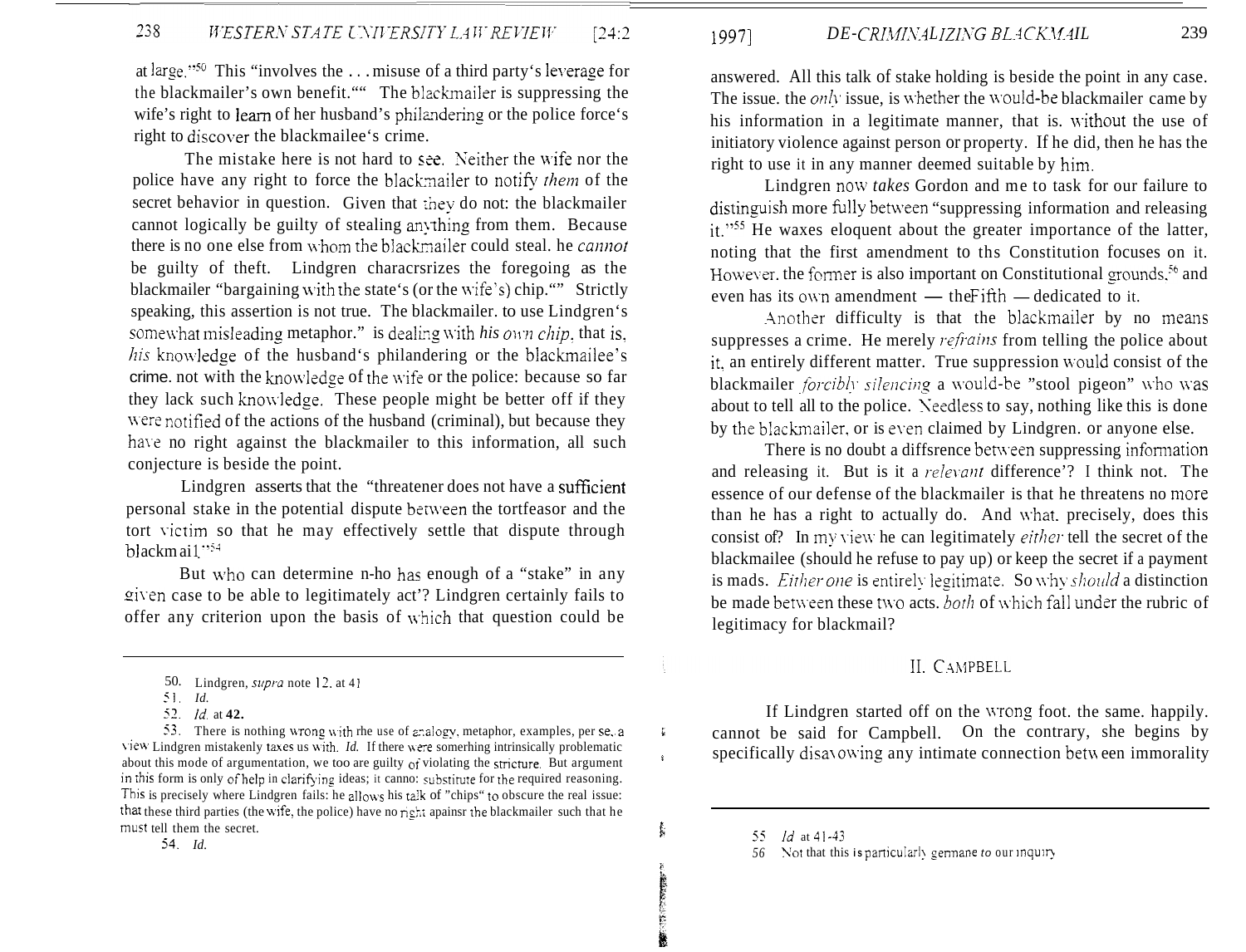at large."[50] This "involves the . . . misuse of a third party's leverage for the blackmailer's own benefit."[51] The blackmailer is suppressing the wife's right to learn of her husband's philandering or the police force's right to discover the blackmailee's crime.

The mistake here is not hard to see. Neither the wife nor the police have any right to force the blackmailer to notify *them* of the secret behavior in question. Given that they do not: the blackmailer cannot logically be guilty of stealing anything from them. Because there is no one else from whom the blackmailer could steal. he *cannot* be guilty of theft. Lindgren characrsrizes the foregoing as the blackmailer "bargaining with the state's (or the wife's) chip."[52] Strictly speaking, this assertion is not true. The blackmailer. to use Lindgren's somewhat misleading metaphor."[53] is dealing with *his own chip*, that is. *his* knowledge of the husband's philandering or the blackmailee's crime. not with the knowledge of the wife or the police: because so far they lack such knowledge. These people might be better off if they were notified of the actions of the husband (criminal), but because they have no right against the blackmailer to this information, all such conjecture is beside the point.

Lindgren asserts that the "threatener does not have a sufficient personal stake in the potential dispute between the tortfeasor and the tort victim so that he may effectively settle that dispute through blackmail."[54]

But who can determine who has enough of a "stake" in any given case to be able to legitimately act'? Lindgren certainly fails to offer any criterion upon the basis of which that question could be answered. All this talk of stake holding is beside the point in any case. The issue. the *only* issue, is whether the would-be blackmailer came by his information in a legitimate manner, that is. without the use of initiatory violence against person or property. If he did, then he has the right to use it in any manner deemed suitable by him.

Lindgren now *takes* Gordon and me to task for our failure to distinguish more fully between "suppressing information and releasing it."[55] He waxes eloquent about the greater importance of the latter, noting that the first amendment to ths Constitution focuses on it. However. the former is also important on Constitutional grounds,[56] and even has its own amendment — the Fifth — dedicated to it.

Another difficulty is that the blackmailer by no means suppresses a crime. He merely *refrains* from telling the police about it, an entirely different matter. True suppression would consist of the blackmailer *forcibly silencing* a would-be "stool pigeon" who was about to tell all to the police. Needless to say, nothing like this is done by the blackmailer. or is even claimed by Lindgren. or anyone else.

There is no doubt a diffsrence between suppressing information and releasing it. But is it a *relevant* difference'? I think not. The essence of our defense of the blackmailer is that he threatens no more than he has a right to actually do. And what. precisely, does this consist of? In my view he can legitimately *either* tell the secret of the blackmailee (should he refuse to pay up) or keep the secret if a payment is mads. *Either one* is entirely legitimate. So why *should* a distinction be made between these two acts. *both* of which fall under the rubric of legitimacy for blackmail?

## II. CAMPBELL

If Lindgren started off on the wrong foot. the same. happily. cannot be said for Campbell. On the contrary, she begins by specifically disavowing any intimate connection between immorality

---

50. Lindgren, *supra* note 12. at 41

51. *Id.*

52. *Id.* at 42.

53. There is nothing wrong with the use of analogy, metaphor, examples, per se, a view Lindgren mistakenly taxes us with. *Id.* If there were somerhing intrinsically problematic about this mode of argumentation, we too are guilty of violating the stricture. But argument in this form is only of help in clarifying ideas; it canno: substitute for the required reasoning. This is precisely where Lindgren fails: he allows his talk of "chips" to obscure the real issue: that these third parties (the wife, the police) have no right apainsr the blackmailer such that he must tell them the secret.

54. *Id.*

55. *Id* at 41-43

56. Not that this is particularly germane to our inquiry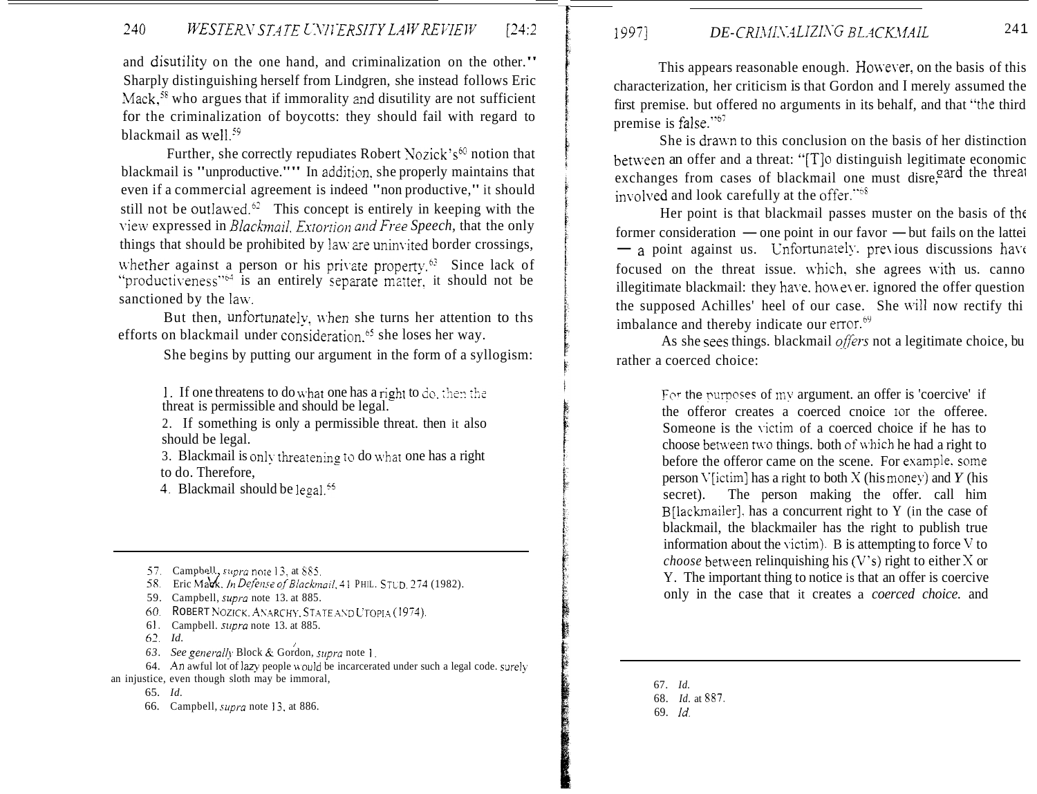and disutility on the one hand, and criminalization on the other."[57] Sharply distinguishing herself from Lindgren, she instead follows Eric Mack,[58] who argues that if immorality and disutility are not sufficient for the criminalization of boycotts: they should fail with regard to blackmail as well.[59]

Further, she correctly repudiates Robert Nozick's[60] notion that blackmail is "unproductive."[61] In addition, she properly maintains that even if a commercial agreement is indeed "non productive," it should still not be outlawed.[62] This concept is entirely in keeping with the view expressed in *Blackmail, Extortion and Free Speech*, that the only things that should be prohibited by law are uninvited border crossings, whether against a person or his private property.[63] Since lack of "productiveness"[64] is an entirely separate matter, it should not be sanctioned by the law.

But then, unfortunately, when she turns her attention to ths efforts on blackmail under consideration,[65] she loses her way.

She begins by putting our argument in the form of a syllogism:

> 1. If one threatens to do what one has a right to do, then the threat is permissible and should be legal.
> 2. If something is only a permissible threat, then it also should be legal.
> 3. Blackmail is only threatening to do what one has a right to do. Therefore,
> 4. Blackmail should be legal.[66]

57. Campbell, *supra* note 13, at 885.
58. Eric Mack, *In Defense of Blackmail*, 41 PHIL. STUD. 274 (1982).
59. Campbell, *supra* note 13, at 885.
60. ROBERT NOZICK, ANARCHY, STATE AND UTOPIA (1974).
61. Campbell, *supra* note 13, at 885.
62. *Id.*
63. *See generally* Block & Gordon, *supra* note 1.
64. An awful lot of lazy people would be incarcerated under such a legal code, surely an injustice, even though sloth may be immoral,
65. *Id.*
66. Campbell, *supra* note 13, at 886.

This appears reasonable enough. However, on the basis of this characterization, her criticism is that Gordon and I merely assumed the first premise, but offered no arguments in its behalf, and that "the third premise is false."[67]

She is drawn to this conclusion on the basis of her distinction between an offer and a threat: "[T]o distinguish legitimate economic exchanges from cases of blackmail one must disregard the threat involved and look carefully at the offer."[68]

Her point is that blackmail passes muster on the basis of the former consideration — one point in our favor — but fails on the latter — a point against us. Unfortunately, previous discussions have focused on the threat issue, which, she agrees with us, cannot illegitimate blackmail: they have, however, ignored the offer question, the supposed Achilles' heel of our case. She will now rectify this imbalance and thereby indicate our error.[69]

As she sees things, blackmail *offers* not a legitimate choice, but rather a coerced choice:

> For the purposes of my argument, an offer is 'coercive' if the offeror creates a coerced choice for the offeree. Someone is the victim of a coerced choice if he has to choose between two things, both of which he had a right to before the offeror came on the scene. For example, some person V[ictim] has a right to both X (his money) and Y (his secret). The person making the offer, call him B[lackmailer], has a concurrent right to Y (in the case of blackmail, the blackmailer has the right to publish true information about the victim). B is attempting to force V to *choose* between relinquishing his (V's) right to either X or Y. The important thing to notice is that an offer is coercive only in the case that it creates a *coerced choice*, and

67. *Id.*
68. *Id.* at 887.
69. *Id.*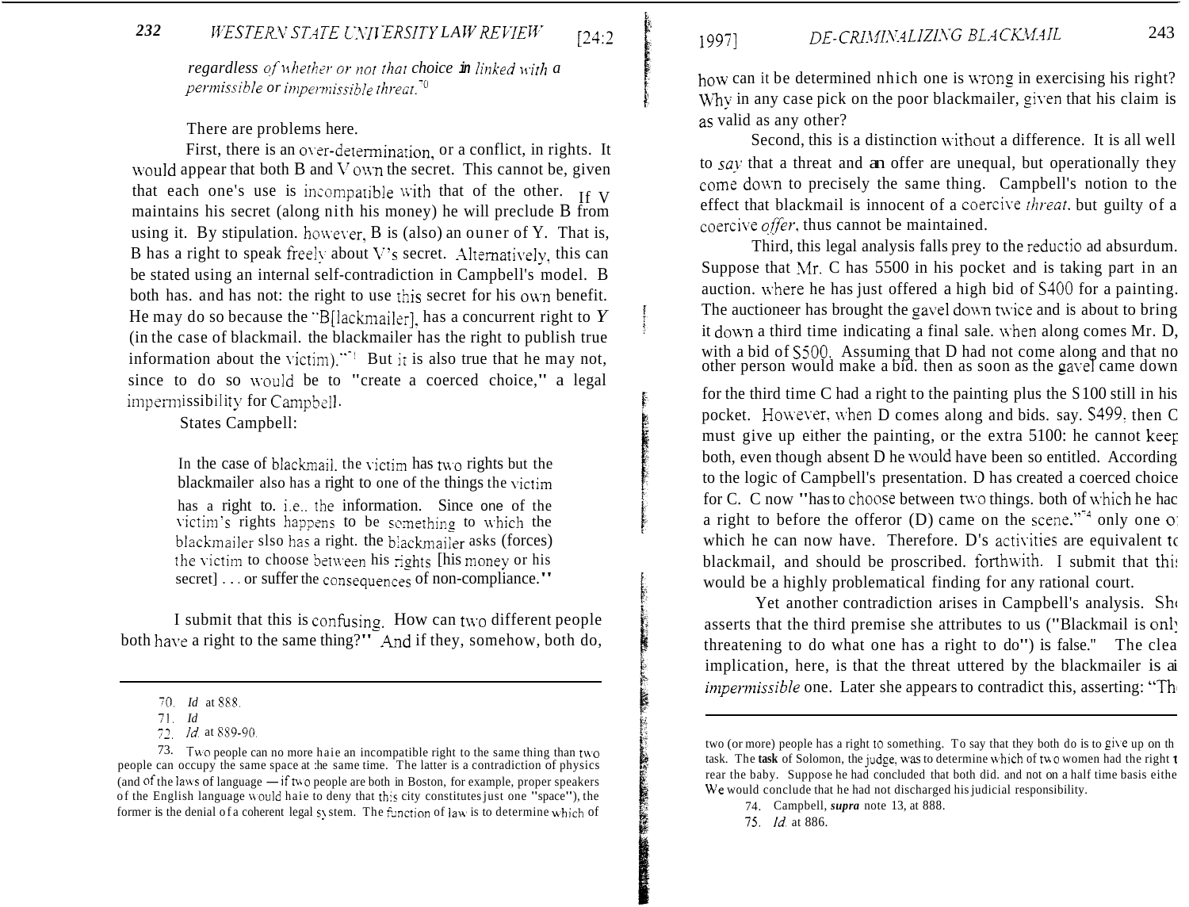*regardless of whether or not that choice in linked with a permissible or impermissible threat.*[70]

There are problems here.

First, there is an over-determination, or a conflict, in rights. It would appear that both B and V own the secret. This cannot be, given that each one's use is incompatible with that of the other. If V maintains his secret (along nith his money) he will preclude B from using it. By stipulation, however, B is (also) an ouner of Y. That is, B has a right to speak freely about V's secret. Alternatively, this can be stated using an internal self-contradiction in Campbell's model. B both has, and has not: the right to use this secret for his own benefit. He may do so because the "B[lackmailer], has a concurrent right to *Y* (in the case of blackmail, the blackmailer has the right to publish true information about the victim)."[71] But it is also true that he may not, since to do so would be to "create a coerced choice," a legal impermissibility for Campbell.

States Campbell:

> In the case of blackmail, the victim has two rights but the blackmailer also has a right to one of the things the victim has a right to, i.e., the information. Since one of the victim's rights happens to be something to which the blackmailer slso has a right, the blackmailer asks (forces) the victim to choose between his rights [his money or his secret] . . . or suffer the consequences of non-compliance."

I submit that this is confusing. How can two different people both have a right to the same thing?" And if they, somehow, both do, how can it be determined nhich one is wrong in exercising his right? Why in any case pick on the poor blackmailer, given that his claim is as valid as any other?

Second, this is a distinction without a difference. It is all well to *say* that a threat and an offer are unequal, but operationally they come down to precisely the same thing. Campbell's notion to the effect that blackmail is innocent of a coercive *threat*, but guilty of a coercive *offer*, thus cannot be maintained.

Third, this legal analysis falls prey to the reductio ad absurdum. Suppose that Mr. C has 5500 in his pocket and is taking part in an auction, where he has just offered a high bid of S400 for a painting. The auctioneer has brought the gavel down twice and is about to bring it down a third time indicating a final sale, when along comes Mr. D, with a bid of S500. Assuming that D had not come along and that no other person would make a bid, then as soon as the gavel came down for the third time C had a right to the painting plus the S100 still in his pocket. However, when D comes along and bids, say, S499, then C must give up either the painting, or the extra 5100: he cannot keep both, even though absent D he would have been so entitled. According to the logic of Campbell's presentation, D has created a coerced choice for C. C now "has to choose between two things, both of which he had a right to before the offeror (D) came on the scene."[74] only one of which he can now have. Therefore, D's activities are equivalent to blackmail, and should be proscribed, forthwith. I submit that this would be a highly problematical finding for any rational court.

Yet another contradiction arises in Campbell's analysis. She asserts that the third premise she attributes to us ("Blackmail is only threatening to do what one has a right to do") is false." The clear implication, here, is that the threat uttered by the blackmailer is an *impermissible* one. Later she appears to contradict this, asserting: "Th

---

70. *Id* at 888.

71. *Id*

72. *Id.* at 889-90.

73. Two people can no more haie an incompatible right to the same thing than two people can occupy the same space at the same time. The latter is a contradiction of physics (and of the laws of language — if two people are both in Boston, for example, proper speakers of the English language would haie to deny that this city constitutes just one "space"), the former is the denial of a coherent legal system. The function of law is to determine which of two (or more) people has a right to something. To say that they both do is to give up on th task. The **task** of Solomon, the judge, was to determine which of two women had the right t rear the baby. Suppose he had concluded that both did, and not on a half time basis eithe We would conclude that he had not discharged his judicial responsibility.

74. Campbell, ***supra*** note 13, at 888.

75. *Id.* at 886.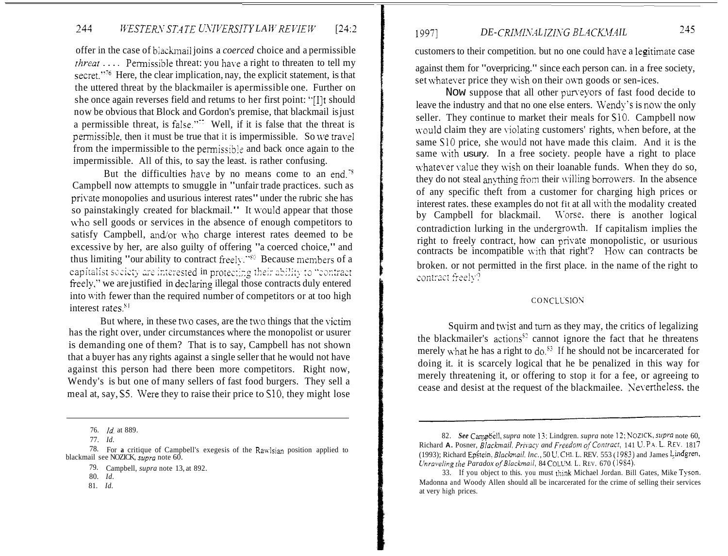offer in the case of blackmail joins a *coerced* choice and a permissible *threat* .... Permissible threat: you have a right to threaten to tell my secret."[76] Here, the clear implication, nay, the explicit statement, is that the uttered threat by the blackmailer is a permissible one. Further on she once again reverses field and returns to her first point: "[I]t should now be obvious that Block and Gordon's premise, that blackmail is just a permissible threat, is false."[77] Well, if it is false that the threat is permissible, then it must be true that it is impermissible. So we travel from the impermissible to the permissible and back once again to the impermissible. All of this, to say the least, is rather confusing.

But the difficulties have by no means come to an end.[78] Campbell now attempts to smuggle in "unfair trade practices, such as private monopolies and usurious interest rates" under the rubric she has so painstakingly created for blackmail.[79] It would appear that those who sell goods or services in the absence of enough competitors to satisfy Campbell, and/or who charge interest rates deemed to be excessive by her, are also guilty of offering "a coerced choice," and thus limiting "our ability to contract freely."[80] Because members of a capitalist society are interested in protecting their ability to "contract freely," we are justified in declaring illegal those contracts duly entered into with fewer than the required number of competitors or at too high interest rates.[81]

But where, in these two cases, are the two things that the victim has the right over, under circumstances where the monopolist or usurer is demanding one of them? That is to say, Campbell has not shown that a buyer has any rights against a single seller that he would not have against this person had there been more competitors. Right now, Wendy's is but one of many sellers of fast food burgers. They sell a meal at, say, $5. Were they to raise their price to $10, they might lose customers to their competition, but no one could have a legitimate case against them for "overpricing," since each person can, in a free society, set whatever price they wish on their own goods or services.

Now suppose that all other purveyors of fast food decide to leave the industry and that no one else enters. Wendy's is now the only seller. They continue to market their meals for $10. Campbell now would claim they are violating customers' rights, when before, at the same $10 price, she would not have made this claim. And it is the same with usury. In a free society, people have a right to place whatever value they wish on their loanable funds. When they do so, they do not steal anything from their willing borrowers. In the absence of any specific theft from a customer for charging high prices or interest rates, these examples do not fit at all with the modality created by Campbell for blackmail. Worse, there is another logical contradiction lurking in the undergrowth. If capitalism implies the right to freely contract, how can private monopolistic, or usurious contracts be incompatible with that right? How can contracts be broken, or not permitted in the first place, in the name of the right to contract freely?

## CONCLUSION

Squirm and twist and turn as they may, the critics of legalizing the blackmailer's actions[82] cannot ignore the fact that he threatens merely what he has a right to do.[83] If he should not be incarcerated for doing it, it is scarcely logical that he be penalized in this way for merely threatening it, or offering to stop it for a fee, or agreeing to cease and desist at the request of the blackmailee. Nevertheless, the

---

76. *Id.* at 889.

77. *Id.*

78. For a critique of Campbell's exegesis of the Rawlsian position applied to blackmail see NOZICK, *supra* note 60.

79. Campbell, *supra* note 13, at 892.

80. *Id.*

81. *Id.*

82. *See* Campbell, *supra* note 13; Lindgren, *supra* note 12; NOZICK, *supra* note 60, Richard A. Posner, *Blackmail, Privacy and Freedom of Contract*, 141 U. PA. L. REV. 1817 (1993); Richard Epstein, *Blackmail, Inc.*, 50 U. CHI. L. REV. 553 (1983) and James Lindgren, *Unraveling the Paradox of Blackmail*, 84 COLUM. L. REV. 670 (1984).

33. If you object to this, you must think Michael Jordan, Bill Gates, Mike Tyson, Madonna and Woody Allen should all be incarcerated for the crime of selling their services at very high prices.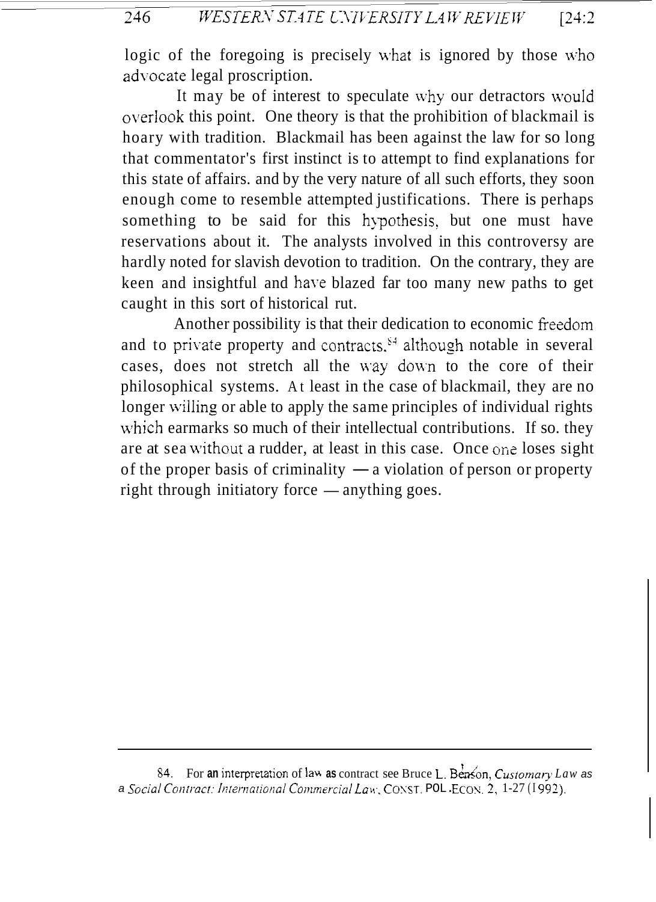logic of the foregoing is precisely what is ignored by those who advocate legal proscription.

It may be of interest to speculate why our detractors would overlook this point. One theory is that the prohibition of blackmail is hoary with tradition. Blackmail has been against the law for so long that commentator's first instinct is to attempt to find explanations for this state of affairs. and by the very nature of all such efforts, they soon enough come to resemble attempted justifications. There is perhaps something to be said for this hypothesis, but one must have reservations about it. The analysts involved in this controversy are hardly noted for slavish devotion to tradition. On the contrary, they are keen and insightful and have blazed far too many new paths to get caught in this sort of historical rut.

Another possibility is that their dedication to economic freedom and to private property and contracts,[84] although notable in several cases, does not stretch all the way down to the core of their philosophical systems. At least in the case of blackmail, they are no longer willing or able to apply the same principles of individual rights which earmarks so much of their intellectual contributions. If so. they are at sea without a rudder, at least in this case. Once one loses sight of the proper basis of criminality — a violation of person or property right through initiatory force — anything goes.

---

84. For an interpretation of law as contract see Bruce L. Benson, *Customary Law as a Social Contract: International Commercial Law*, CONST. POL. ECON. 2, 1-27 (1992).